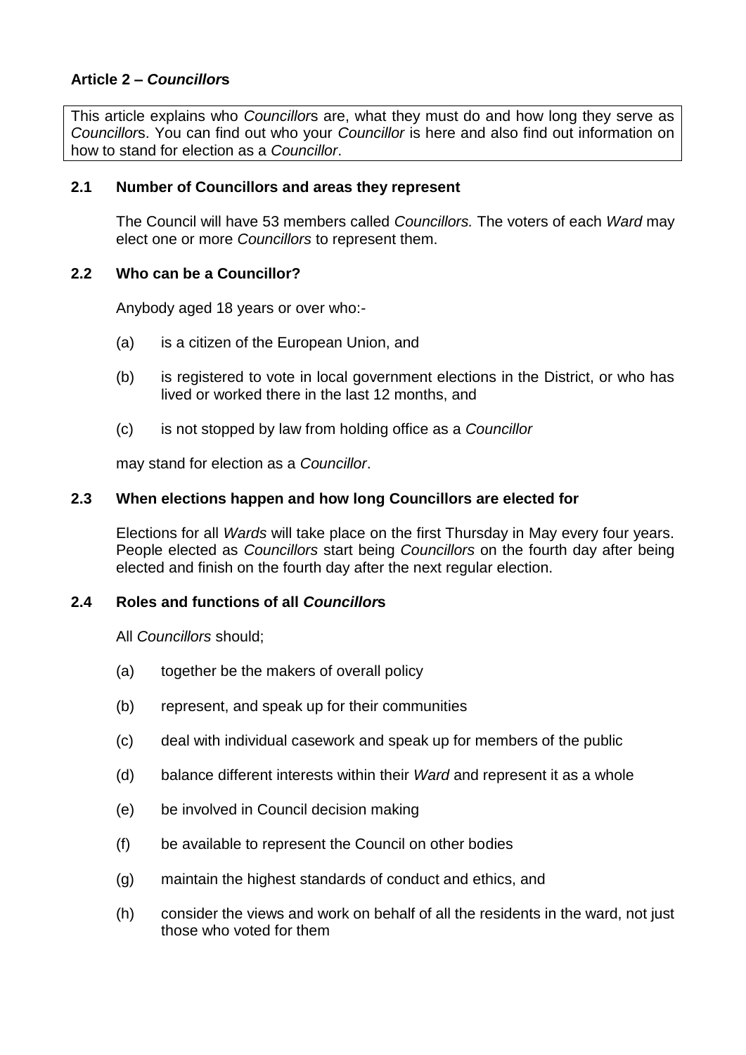## Article 2 – *Councillor*s

This article explains who *Councillor*s are, what they must do and how long they serve as *Councillor*s. You can find out who your *Councillor* is here and also find out information on how to stand for election as a *Councillor*.

### 2.1 Number of Councillors and areas they represent

The Council will have 53 members called *Councillors.* The voters of each *Ward* may elect one or more *Councillors* to represent them.

### 2.2 Who can be a Councillor?

Anybody aged 18 years or over who:-

(a) is a citizen of the European Union, and

(b) is registered to vote in local government elections in the District, or who has lived or worked there in the last 12 months, and

(c) is not stopped by law from holding office as a *Councillor*

may stand for election as a *Councillor*.

### 2.3 When elections happen and how long Councillors are elected for

Elections for all *Wards* will take place on the first Thursday in May every four years. People elected as *Councillors* start being *Councillors* on the fourth day after being elected and finish on the fourth day after the next regular election.

### 2.4 Roles and functions of all *Councillor*s

All *Councillors* should;

(a) together be the makers of overall policy

(b) represent, and speak up for their communities

(c) deal with individual casework and speak up for members of the public

(d) balance different interests within their *Ward* and represent it as a whole

(e) be involved in Council decision making

(f) be available to represent the Council on other bodies

(g) maintain the highest standards of conduct and ethics, and

(h) consider the views and work on behalf of all the residents in the ward, not just those who voted for them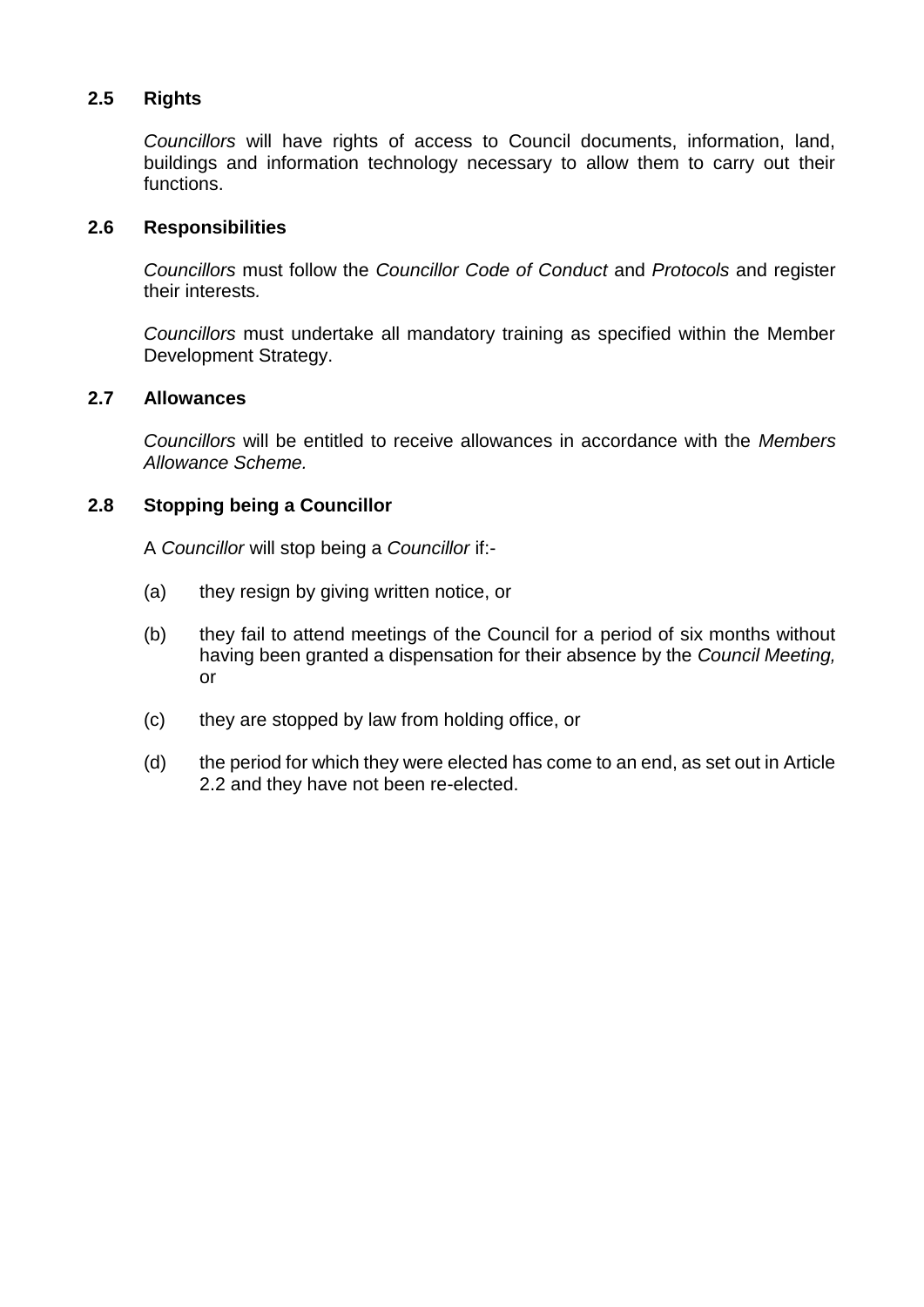### 2.5 Rights

*Councillors* will have rights of access to Council documents, information, land, buildings and information technology necessary to allow them to carry out their functions.

### 2.6 Responsibilities

*Councillors* must follow the *Councillor Code of Conduct* and *Protocols* and register their interests*.*

*Councillors* must undertake all mandatory training as specified within the Member Development Strategy.

### 2.7 Allowances

*Councillors* will be entitled to receive allowances in accordance with the *Members Allowance Scheme.*

### 2.8 Stopping being a Councillor

A *Councillor* will stop being a *Councillor* if:-

(a) they resign by giving written notice, or

(b) they fail to attend meetings of the Council for a period of six months without having been granted a dispensation for their absence by the *Council Meeting,* or

(c) they are stopped by law from holding office, or

(d) the period for which they were elected has come to an end, as set out in Article 2.2 and they have not been re-elected.